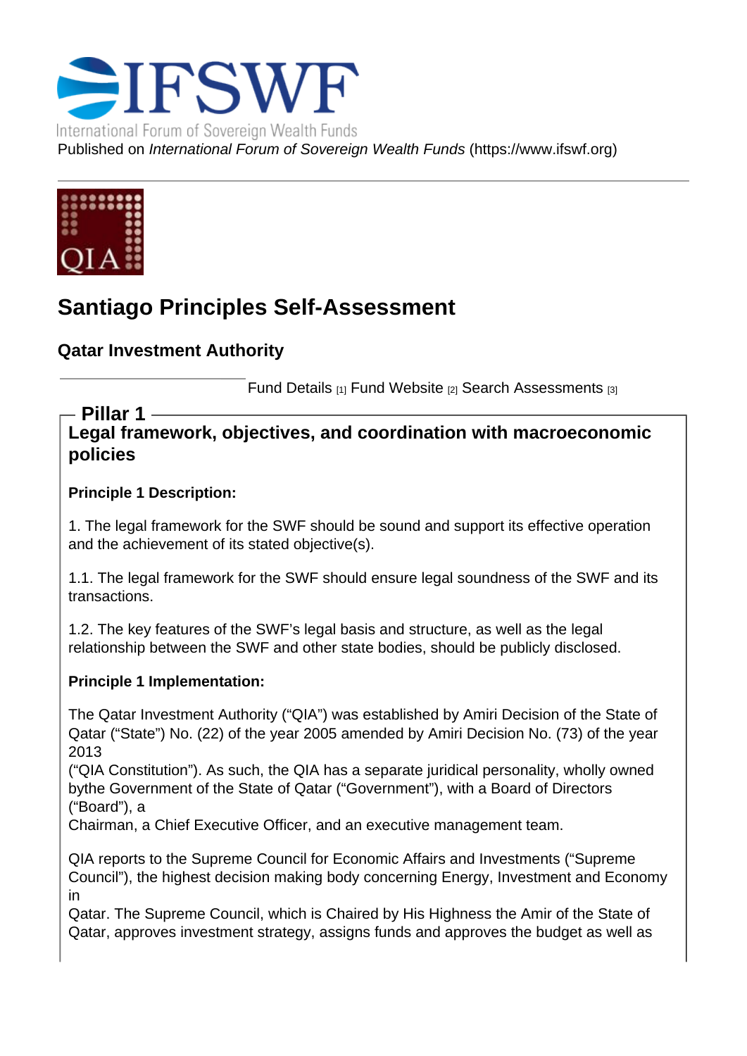Published on *International Forum of Sovereign Wealth Funds* (https://www.ifswf.org)

# Santiago Principles Self-Assessment

## Qatar Investment Authority

Fund Details [1] Fund Website [2] Search Assessments [3]

### Pillar 1

### Legal framework, objectives, and coordination with macroeconomic policies

**Principle 1 Description:**

1. The legal framework for the SWF should be sound and support its effective operation and the achievement of its stated objective(s).

1.1. The legal framework for the SWF should ensure legal soundness of the SWF and its transactions.

1.2. The key features of the SWF's legal basis and structure, as well as the legal relationship between the SWF and other state bodies, should be publicly disclosed.

**Principle 1 Implementation:**

The Qatar Investment Authority ("QIA") was established by Amiri Decision of the State of Qatar ("State") No. (22) of the year 2005 amended by Amiri Decision No. (73) of the year 2013
("QIA Constitution"). As such, the QIA has a separate juridical personality, wholly owned bythe Government of the State of Qatar ("Government"), with a Board of Directors ("Board"), a
Chairman, a Chief Executive Officer, and an executive management team.

QIA reports to the Supreme Council for Economic Affairs and Investments ("Supreme Council"), the highest decision making body concerning Energy, Investment and Economy in
Qatar. The Supreme Council, which is Chaired by His Highness the Amir of the State of Qatar, approves investment strategy, assigns funds and approves the budget as well as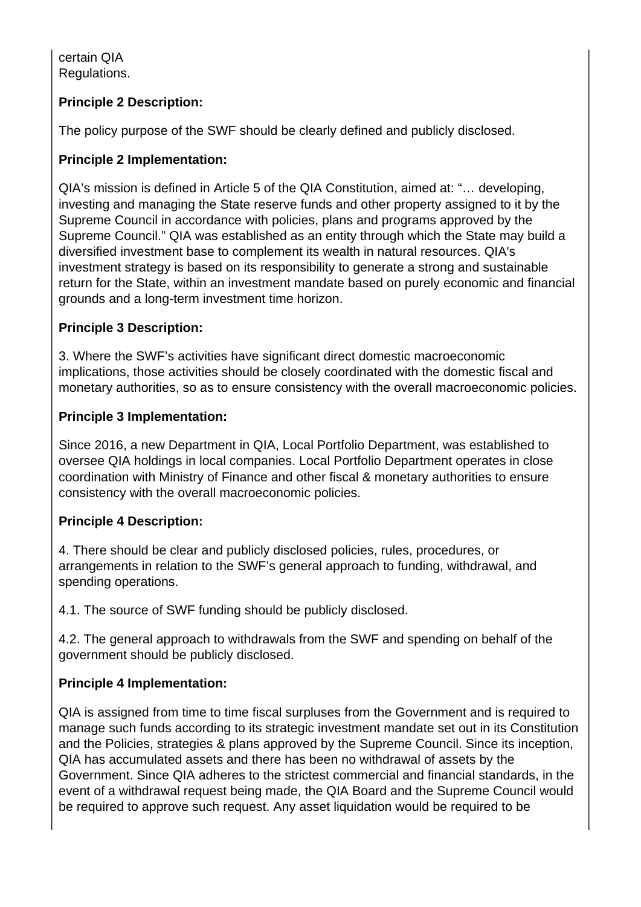certain QIA
Regulations.

**Principle 2 Description:**

The policy purpose of the SWF should be clearly defined and publicly disclosed.

**Principle 2 Implementation:**

QIA's mission is defined in Article 5 of the QIA Constitution, aimed at: "… developing, investing and managing the State reserve funds and other property assigned to it by the Supreme Council in accordance with policies, plans and programs approved by the Supreme Council." QIA was established as an entity through which the State may build a diversified investment base to complement its wealth in natural resources. QIA's investment strategy is based on its responsibility to generate a strong and sustainable return for the State, within an investment mandate based on purely economic and financial grounds and a long-term investment time horizon.

**Principle 3 Description:**

3. Where the SWF's activities have significant direct domestic macroeconomic implications, those activities should be closely coordinated with the domestic fiscal and monetary authorities, so as to ensure consistency with the overall macroeconomic policies.

**Principle 3 Implementation:**

Since 2016, a new Department in QIA, Local Portfolio Department, was established to oversee QIA holdings in local companies. Local Portfolio Department operates in close coordination with Ministry of Finance and other fiscal & monetary authorities to ensure consistency with the overall macroeconomic policies.

**Principle 4 Description:**

4. There should be clear and publicly disclosed policies, rules, procedures, or arrangements in relation to the SWF's general approach to funding, withdrawal, and spending operations.

4.1. The source of SWF funding should be publicly disclosed.

4.2. The general approach to withdrawals from the SWF and spending on behalf of the government should be publicly disclosed.

**Principle 4 Implementation:**

QIA is assigned from time to time fiscal surpluses from the Government and is required to manage such funds according to its strategic investment mandate set out in its Constitution and the Policies, strategies & plans approved by the Supreme Council. Since its inception, QIA has accumulated assets and there has been no withdrawal of assets by the Government. Since QIA adheres to the strictest commercial and financial standards, in the event of a withdrawal request being made, the QIA Board and the Supreme Council would be required to approve such request. Any asset liquidation would be required to be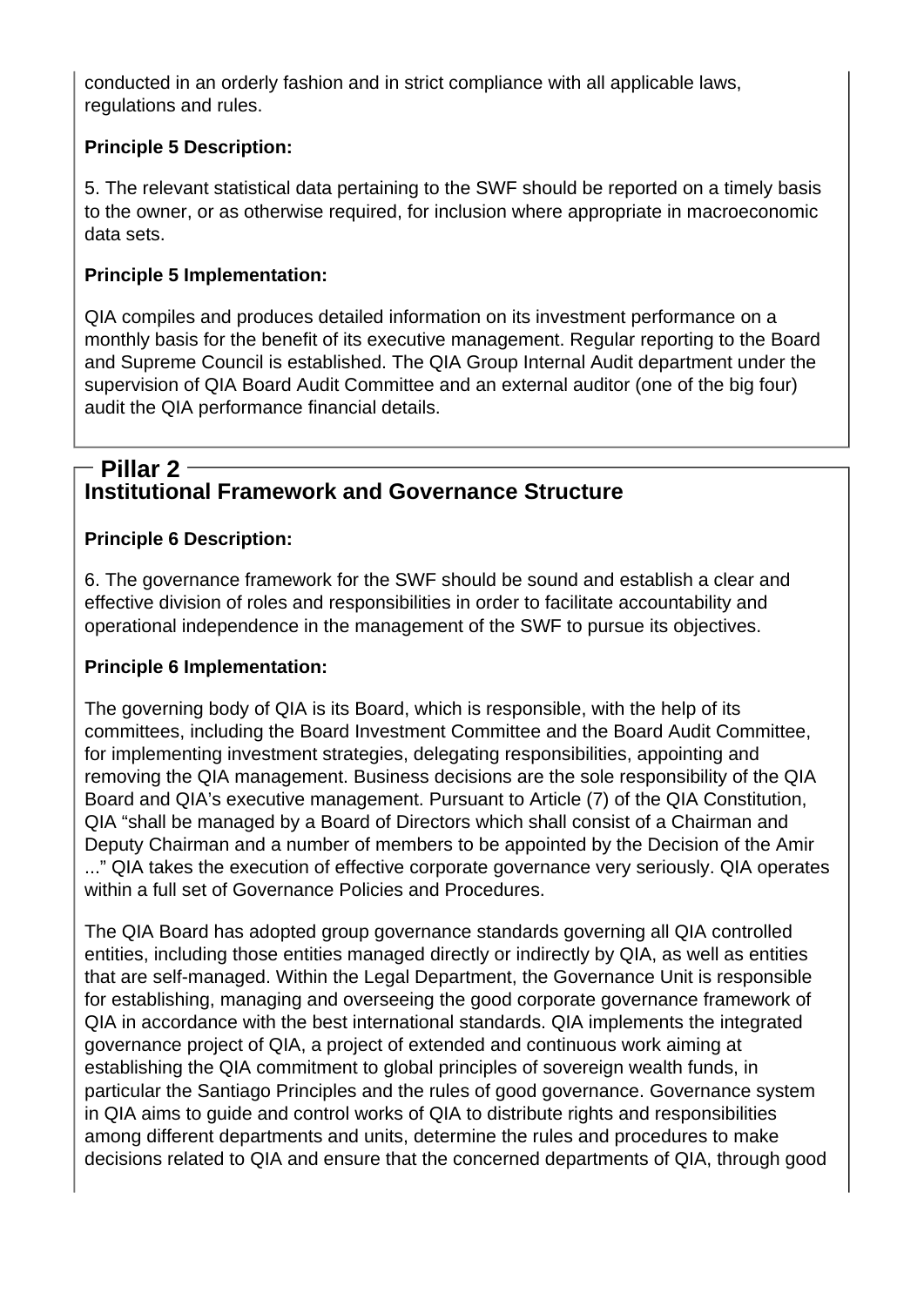conducted in an orderly fashion and in strict compliance with all applicable laws, regulations and rules.

**Principle 5 Description:**

5. The relevant statistical data pertaining to the SWF should be reported on a timely basis to the owner, or as otherwise required, for inclusion where appropriate in macroeconomic data sets.

**Principle 5 Implementation:**

QIA compiles and produces detailed information on its investment performance on a monthly basis for the benefit of its executive management. Regular reporting to the Board and Supreme Council is established. The QIA Group Internal Audit department under the supervision of QIA Board Audit Committee and an external auditor (one of the big four) audit the QIA performance financial details.

## Pillar 2
## Institutional Framework and Governance Structure

**Principle 6 Description:**

6. The governance framework for the SWF should be sound and establish a clear and effective division of roles and responsibilities in order to facilitate accountability and operational independence in the management of the SWF to pursue its objectives.

**Principle 6 Implementation:**

The governing body of QIA is its Board, which is responsible, with the help of its committees, including the Board Investment Committee and the Board Audit Committee, for implementing investment strategies, delegating responsibilities, appointing and removing the QIA management. Business decisions are the sole responsibility of the QIA Board and QIA's executive management. Pursuant to Article (7) of the QIA Constitution, QIA "shall be managed by a Board of Directors which shall consist of a Chairman and Deputy Chairman and a number of members to be appointed by the Decision of the Amir ..." QIA takes the execution of effective corporate governance very seriously. QIA operates within a full set of Governance Policies and Procedures.

The QIA Board has adopted group governance standards governing all QIA controlled entities, including those entities managed directly or indirectly by QIA, as well as entities that are self-managed. Within the Legal Department, the Governance Unit is responsible for establishing, managing and overseeing the good corporate governance framework of QIA in accordance with the best international standards. QIA implements the integrated governance project of QIA, a project of extended and continuous work aiming at establishing the QIA commitment to global principles of sovereign wealth funds, in particular the Santiago Principles and the rules of good governance. Governance system in QIA aims to guide and control works of QIA to distribute rights and responsibilities among different departments and units, determine the rules and procedures to make decisions related to QIA and ensure that the concerned departments of QIA, through good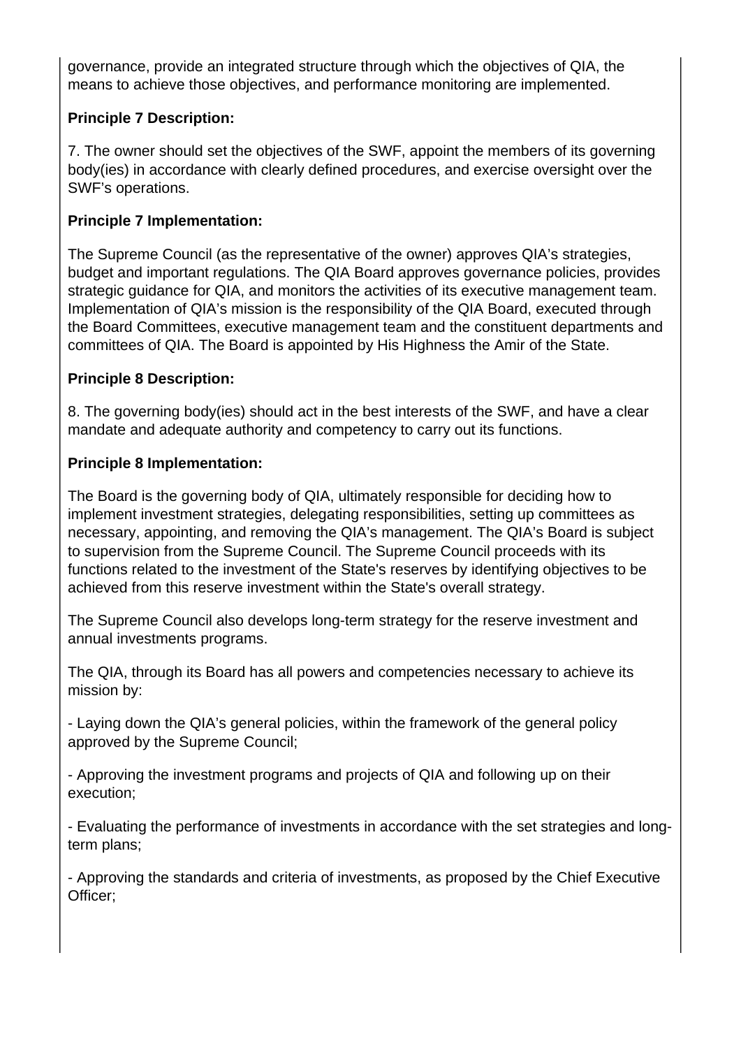governance, provide an integrated structure through which the objectives of QIA, the means to achieve those objectives, and performance monitoring are implemented.

**Principle 7 Description:**

7. The owner should set the objectives of the SWF, appoint the members of its governing body(ies) in accordance with clearly defined procedures, and exercise oversight over the SWF's operations.

**Principle 7 Implementation:**

The Supreme Council (as the representative of the owner) approves QIA's strategies, budget and important regulations. The QIA Board approves governance policies, provides strategic guidance for QIA, and monitors the activities of its executive management team. Implementation of QIA's mission is the responsibility of the QIA Board, executed through the Board Committees, executive management team and the constituent departments and committees of QIA. The Board is appointed by His Highness the Amir of the State.

**Principle 8 Description:**

8. The governing body(ies) should act in the best interests of the SWF, and have a clear mandate and adequate authority and competency to carry out its functions.

**Principle 8 Implementation:**

The Board is the governing body of QIA, ultimately responsible for deciding how to implement investment strategies, delegating responsibilities, setting up committees as necessary, appointing, and removing the QIA's management. The QIA's Board is subject to supervision from the Supreme Council. The Supreme Council proceeds with its functions related to the investment of the State's reserves by identifying objectives to be achieved from this reserve investment within the State's overall strategy.

The Supreme Council also develops long-term strategy for the reserve investment and annual investments programs.

The QIA, through its Board has all powers and competencies necessary to achieve its mission by:

- Laying down the QIA's general policies, within the framework of the general policy approved by the Supreme Council;

- Approving the investment programs and projects of QIA and following up on their execution;

- Evaluating the performance of investments in accordance with the set strategies and long-term plans;

- Approving the standards and criteria of investments, as proposed by the Chief Executive Officer;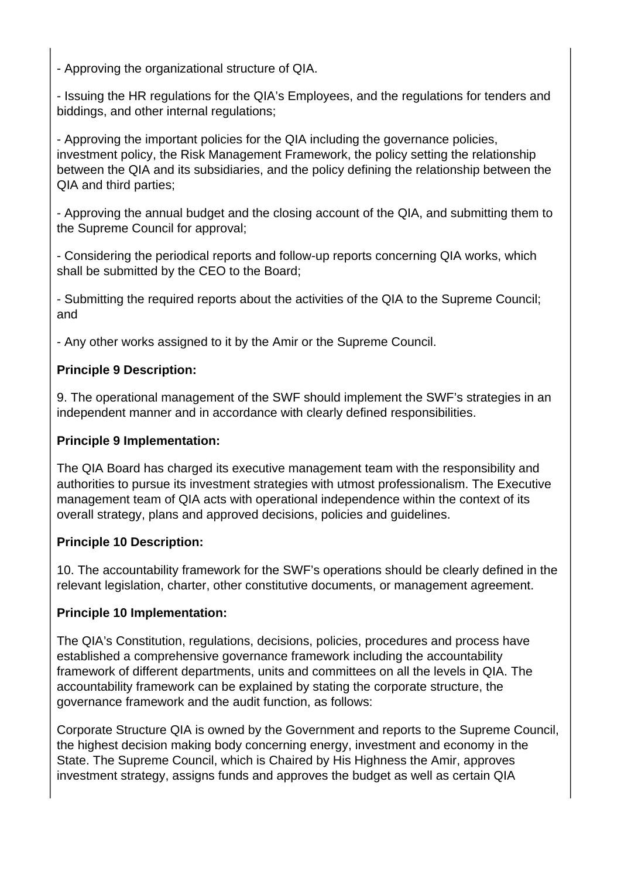- Approving the organizational structure of QIA.

- Issuing the HR regulations for the QIA's Employees, and the regulations for tenders and biddings, and other internal regulations;

- Approving the important policies for the QIA including the governance policies, investment policy, the Risk Management Framework, the policy setting the relationship between the QIA and its subsidiaries, and the policy defining the relationship between the QIA and third parties;

- Approving the annual budget and the closing account of the QIA, and submitting them to the Supreme Council for approval;

- Considering the periodical reports and follow-up reports concerning QIA works, which shall be submitted by the CEO to the Board;

- Submitting the required reports about the activities of the QIA to the Supreme Council; and

- Any other works assigned to it by the Amir or the Supreme Council.

**Principle 9 Description:**

9. The operational management of the SWF should implement the SWF's strategies in an independent manner and in accordance with clearly defined responsibilities.

**Principle 9 Implementation:**

The QIA Board has charged its executive management team with the responsibility and authorities to pursue its investment strategies with utmost professionalism. The Executive management team of QIA acts with operational independence within the context of its overall strategy, plans and approved decisions, policies and guidelines.

**Principle 10 Description:**

10. The accountability framework for the SWF's operations should be clearly defined in the relevant legislation, charter, other constitutive documents, or management agreement.

**Principle 10 Implementation:**

The QIA's Constitution, regulations, decisions, policies, procedures and process have established a comprehensive governance framework including the accountability framework of different departments, units and committees on all the levels in QIA. The accountability framework can be explained by stating the corporate structure, the governance framework and the audit function, as follows:

Corporate Structure QIA is owned by the Government and reports to the Supreme Council, the highest decision making body concerning energy, investment and economy in the State. The Supreme Council, which is Chaired by His Highness the Amir, approves investment strategy, assigns funds and approves the budget as well as certain QIA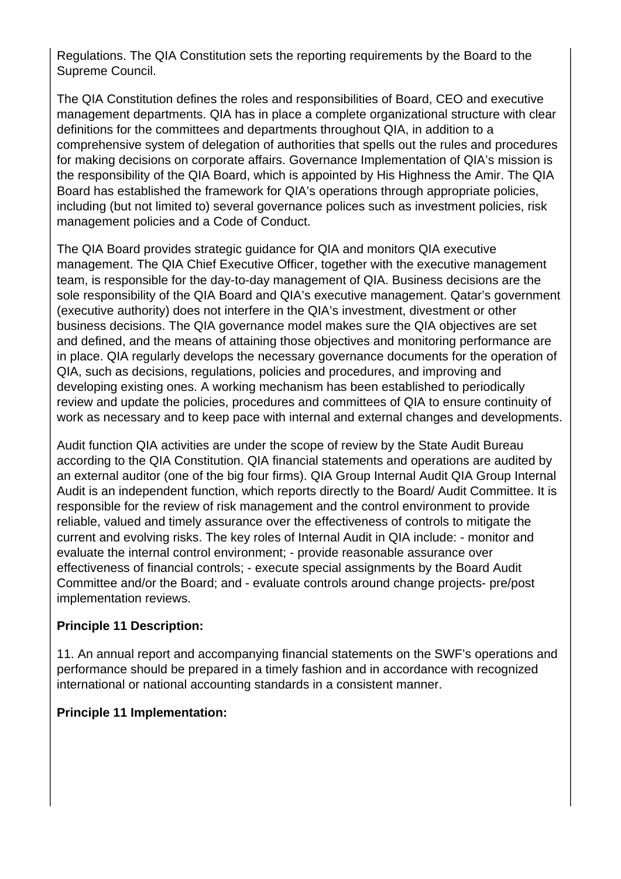Regulations. The QIA Constitution sets the reporting requirements by the Board to the Supreme Council.

The QIA Constitution defines the roles and responsibilities of Board, CEO and executive management departments. QIA has in place a complete organizational structure with clear definitions for the committees and departments throughout QIA, in addition to a comprehensive system of delegation of authorities that spells out the rules and procedures for making decisions on corporate affairs. Governance Implementation of QIA's mission is the responsibility of the QIA Board, which is appointed by His Highness the Amir. The QIA Board has established the framework for QIA's operations through appropriate policies, including (but not limited to) several governance polices such as investment policies, risk management policies and a Code of Conduct.

The QIA Board provides strategic guidance for QIA and monitors QIA executive management. The QIA Chief Executive Officer, together with the executive management team, is responsible for the day-to-day management of QIA. Business decisions are the sole responsibility of the QIA Board and QIA's executive management. Qatar's government (executive authority) does not interfere in the QIA's investment, divestment or other business decisions. The QIA governance model makes sure the QIA objectives are set and defined, and the means of attaining those objectives and monitoring performance are in place. QIA regularly develops the necessary governance documents for the operation of QIA, such as decisions, regulations, policies and procedures, and improving and developing existing ones. A working mechanism has been established to periodically review and update the policies, procedures and committees of QIA to ensure continuity of work as necessary and to keep pace with internal and external changes and developments.

Audit function QIA activities are under the scope of review by the State Audit Bureau according to the QIA Constitution. QIA financial statements and operations are audited by an external auditor (one of the big four firms). QIA Group Internal Audit QIA Group Internal Audit is an independent function, which reports directly to the Board/ Audit Committee. It is responsible for the review of risk management and the control environment to provide reliable, valued and timely assurance over the effectiveness of controls to mitigate the current and evolving risks. The key roles of Internal Audit in QIA include: - monitor and evaluate the internal control environment; - provide reasonable assurance over effectiveness of financial controls; - execute special assignments by the Board Audit Committee and/or the Board; and - evaluate controls around change projects- pre/post implementation reviews.

**Principle 11 Description:**

11. An annual report and accompanying financial statements on the SWF's operations and performance should be prepared in a timely fashion and in accordance with recognized international or national accounting standards in a consistent manner.

**Principle 11 Implementation:**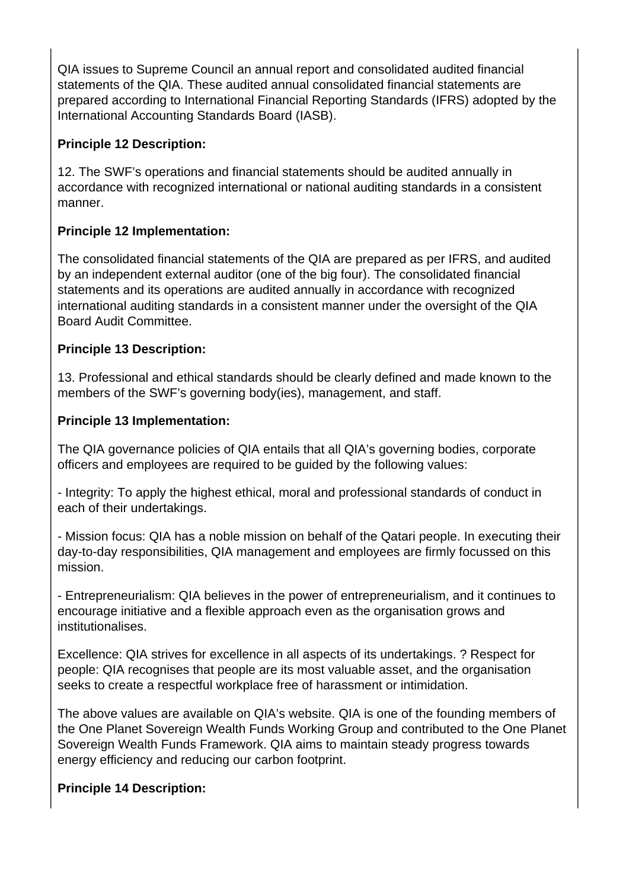QIA issues to Supreme Council an annual report and consolidated audited financial statements of the QIA. These audited annual consolidated financial statements are prepared according to International Financial Reporting Standards (IFRS) adopted by the International Accounting Standards Board (IASB).

**Principle 12 Description:**

12. The SWF's operations and financial statements should be audited annually in accordance with recognized international or national auditing standards in a consistent manner.

**Principle 12 Implementation:**

The consolidated financial statements of the QIA are prepared as per IFRS, and audited by an independent external auditor (one of the big four). The consolidated financial statements and its operations are audited annually in accordance with recognized international auditing standards in a consistent manner under the oversight of the QIA Board Audit Committee.

**Principle 13 Description:**

13. Professional and ethical standards should be clearly defined and made known to the members of the SWF's governing body(ies), management, and staff.

**Principle 13 Implementation:**

The QIA governance policies of QIA entails that all QIA's governing bodies, corporate officers and employees are required to be guided by the following values:

- Integrity: To apply the highest ethical, moral and professional standards of conduct in each of their undertakings.

- Mission focus: QIA has a noble mission on behalf of the Qatari people. In executing their day-to-day responsibilities, QIA management and employees are firmly focussed on this mission.

- Entrepreneurialism: QIA believes in the power of entrepreneurialism, and it continues to encourage initiative and a flexible approach even as the organisation grows and institutionalises.

Excellence: QIA strives for excellence in all aspects of its undertakings. ? Respect for people: QIA recognises that people are its most valuable asset, and the organisation seeks to create a respectful workplace free of harassment or intimidation.

The above values are available on QIA's website. QIA is one of the founding members of the One Planet Sovereign Wealth Funds Working Group and contributed to the One Planet Sovereign Wealth Funds Framework. QIA aims to maintain steady progress towards energy efficiency and reducing our carbon footprint.

**Principle 14 Description:**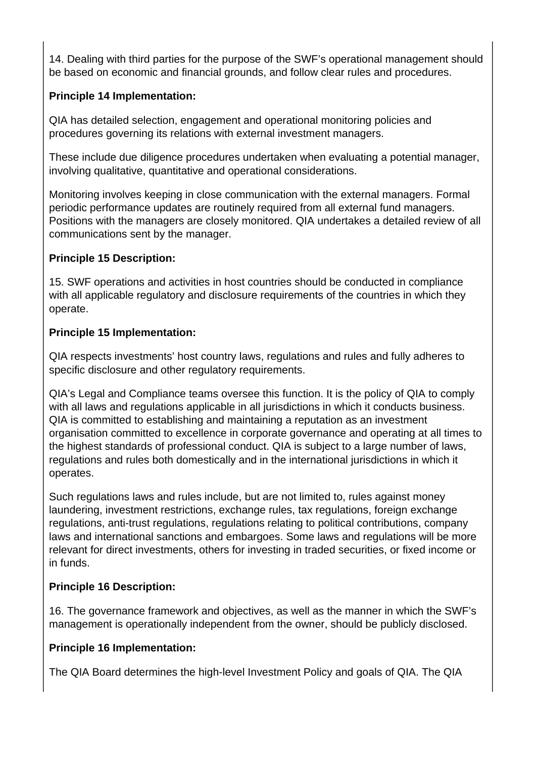14. Dealing with third parties for the purpose of the SWF's operational management should be based on economic and financial grounds, and follow clear rules and procedures.

**Principle 14 Implementation:**

QIA has detailed selection, engagement and operational monitoring policies and procedures governing its relations with external investment managers.

These include due diligence procedures undertaken when evaluating a potential manager, involving qualitative, quantitative and operational considerations.

Monitoring involves keeping in close communication with the external managers. Formal periodic performance updates are routinely required from all external fund managers. Positions with the managers are closely monitored. QIA undertakes a detailed review of all communications sent by the manager.

**Principle 15 Description:**

15. SWF operations and activities in host countries should be conducted in compliance with all applicable regulatory and disclosure requirements of the countries in which they operate.

**Principle 15 Implementation:**

QIA respects investments' host country laws, regulations and rules and fully adheres to specific disclosure and other regulatory requirements.

QIA's Legal and Compliance teams oversee this function. It is the policy of QIA to comply with all laws and regulations applicable in all jurisdictions in which it conducts business. QIA is committed to establishing and maintaining a reputation as an investment organisation committed to excellence in corporate governance and operating at all times to the highest standards of professional conduct. QIA is subject to a large number of laws, regulations and rules both domestically and in the international jurisdictions in which it operates.

Such regulations laws and rules include, but are not limited to, rules against money laundering, investment restrictions, exchange rules, tax regulations, foreign exchange regulations, anti-trust regulations, regulations relating to political contributions, company laws and international sanctions and embargoes. Some laws and regulations will be more relevant for direct investments, others for investing in traded securities, or fixed income or in funds.

**Principle 16 Description:**

16. The governance framework and objectives, as well as the manner in which the SWF's management is operationally independent from the owner, should be publicly disclosed.

**Principle 16 Implementation:**

The QIA Board determines the high-level Investment Policy and goals of QIA. The QIA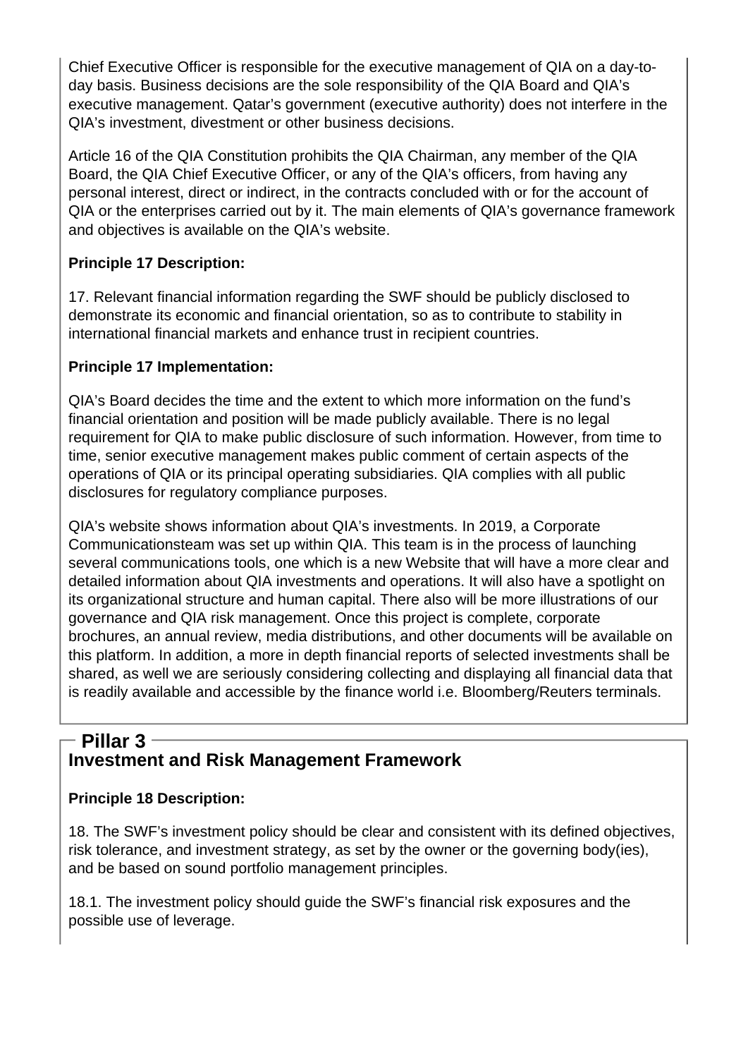Chief Executive Officer is responsible for the executive management of QIA on a day-to-day basis. Business decisions are the sole responsibility of the QIA Board and QIA's executive management. Qatar's government (executive authority) does not interfere in the QIA's investment, divestment or other business decisions.

Article 16 of the QIA Constitution prohibits the QIA Chairman, any member of the QIA Board, the QIA Chief Executive Officer, or any of the QIA's officers, from having any personal interest, direct or indirect, in the contracts concluded with or for the account of QIA or the enterprises carried out by it. The main elements of QIA's governance framework and objectives is available on the QIA's website.

**Principle 17 Description:**

17. Relevant financial information regarding the SWF should be publicly disclosed to demonstrate its economic and financial orientation, so as to contribute to stability in international financial markets and enhance trust in recipient countries.

**Principle 17 Implementation:**

QIA's Board decides the time and the extent to which more information on the fund's financial orientation and position will be made publicly available. There is no legal requirement for QIA to make public disclosure of such information. However, from time to time, senior executive management makes public comment of certain aspects of the operations of QIA or its principal operating subsidiaries. QIA complies with all public disclosures for regulatory compliance purposes.

QIA's website shows information about QIA's investments. In 2019, a Corporate Communicationsteam was set up within QIA. This team is in the process of launching several communications tools, one which is a new Website that will have a more clear and detailed information about QIA investments and operations. It will also have a spotlight on its organizational structure and human capital. There also will be more illustrations of our governance and QIA risk management. Once this project is complete, corporate brochures, an annual review, media distributions, and other documents will be available on this platform. In addition, a more in depth financial reports of selected investments shall be shared, as well we are seriously considering collecting and displaying all financial data that is readily available and accessible by the finance world i.e. Bloomberg/Reuters terminals.

## Pillar 3

### Investment and Risk Management Framework

**Principle 18 Description:**

18. The SWF's investment policy should be clear and consistent with its defined objectives, risk tolerance, and investment strategy, as set by the owner or the governing body(ies), and be based on sound portfolio management principles.

18.1. The investment policy should guide the SWF's financial risk exposures and the possible use of leverage.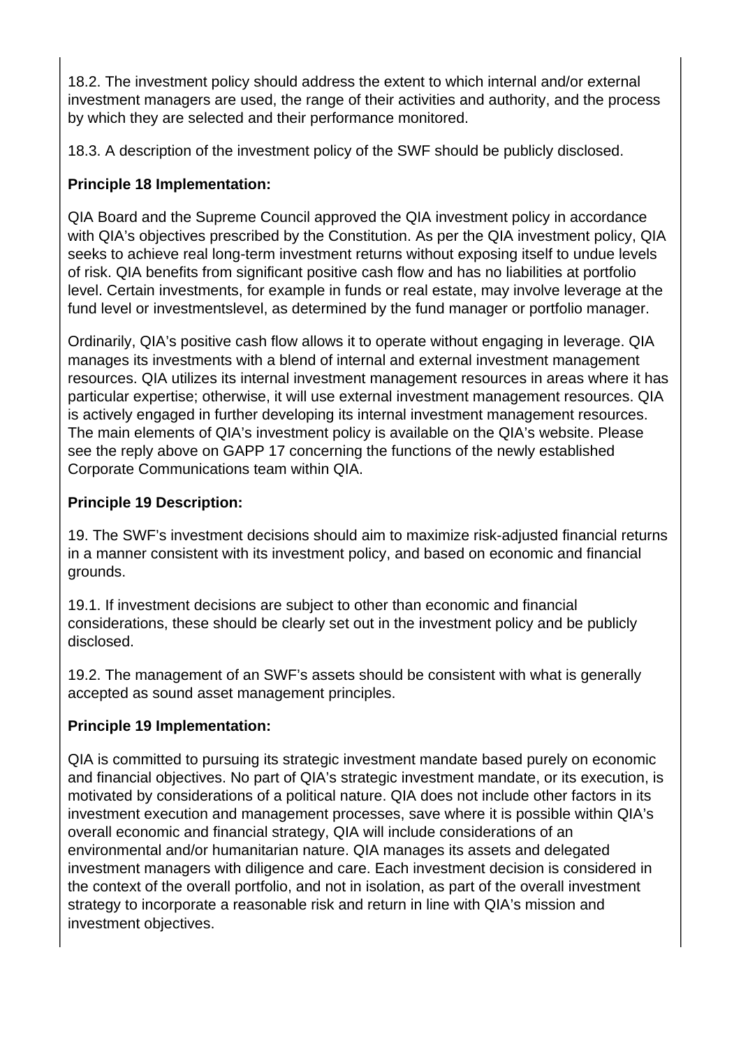18.2. The investment policy should address the extent to which internal and/or external investment managers are used, the range of their activities and authority, and the process by which they are selected and their performance monitored.

18.3. A description of the investment policy of the SWF should be publicly disclosed.

**Principle 18 Implementation:**

QIA Board and the Supreme Council approved the QIA investment policy in accordance with QIA's objectives prescribed by the Constitution. As per the QIA investment policy, QIA seeks to achieve real long-term investment returns without exposing itself to undue levels of risk. QIA benefits from significant positive cash flow and has no liabilities at portfolio level. Certain investments, for example in funds or real estate, may involve leverage at the fund level or investmentslevel, as determined by the fund manager or portfolio manager.

Ordinarily, QIA's positive cash flow allows it to operate without engaging in leverage. QIA manages its investments with a blend of internal and external investment management resources. QIA utilizes its internal investment management resources in areas where it has particular expertise; otherwise, it will use external investment management resources. QIA is actively engaged in further developing its internal investment management resources. The main elements of QIA's investment policy is available on the QIA's website. Please see the reply above on GAPP 17 concerning the functions of the newly established Corporate Communications team within QIA.

**Principle 19 Description:**

19. The SWF's investment decisions should aim to maximize risk-adjusted financial returns in a manner consistent with its investment policy, and based on economic and financial grounds.

19.1. If investment decisions are subject to other than economic and financial considerations, these should be clearly set out in the investment policy and be publicly disclosed.

19.2. The management of an SWF's assets should be consistent with what is generally accepted as sound asset management principles.

**Principle 19 Implementation:**

QIA is committed to pursuing its strategic investment mandate based purely on economic and financial objectives. No part of QIA's strategic investment mandate, or its execution, is motivated by considerations of a political nature. QIA does not include other factors in its investment execution and management processes, save where it is possible within QIA's overall economic and financial strategy, QIA will include considerations of an environmental and/or humanitarian nature. QIA manages its assets and delegated investment managers with diligence and care. Each investment decision is considered in the context of the overall portfolio, and not in isolation, as part of the overall investment strategy to incorporate a reasonable risk and return in line with QIA's mission and investment objectives.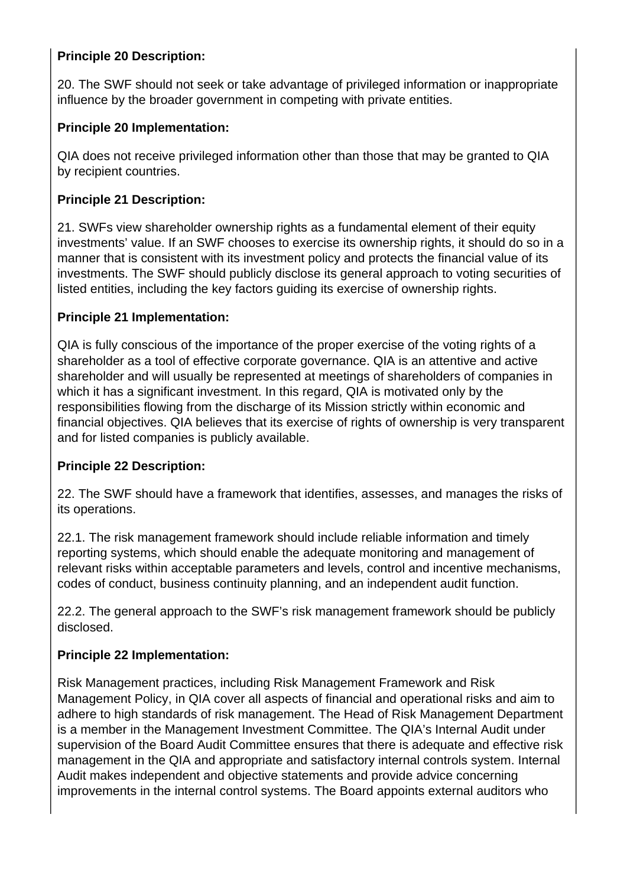**Principle 20 Description:**

20. The SWF should not seek or take advantage of privileged information or inappropriate influence by the broader government in competing with private entities.

**Principle 20 Implementation:**

QIA does not receive privileged information other than those that may be granted to QIA by recipient countries.

**Principle 21 Description:**

21. SWFs view shareholder ownership rights as a fundamental element of their equity investments' value. If an SWF chooses to exercise its ownership rights, it should do so in a manner that is consistent with its investment policy and protects the financial value of its investments. The SWF should publicly disclose its general approach to voting securities of listed entities, including the key factors guiding its exercise of ownership rights.

**Principle 21 Implementation:**

QIA is fully conscious of the importance of the proper exercise of the voting rights of a shareholder as a tool of effective corporate governance. QIA is an attentive and active shareholder and will usually be represented at meetings of shareholders of companies in which it has a significant investment. In this regard, QIA is motivated only by the responsibilities flowing from the discharge of its Mission strictly within economic and financial objectives. QIA believes that its exercise of rights of ownership is very transparent and for listed companies is publicly available.

**Principle 22 Description:**

22. The SWF should have a framework that identifies, assesses, and manages the risks of its operations.

22.1. The risk management framework should include reliable information and timely reporting systems, which should enable the adequate monitoring and management of relevant risks within acceptable parameters and levels, control and incentive mechanisms, codes of conduct, business continuity planning, and an independent audit function.

22.2. The general approach to the SWF's risk management framework should be publicly disclosed.

**Principle 22 Implementation:**

Risk Management practices, including Risk Management Framework and Risk Management Policy, in QIA cover all aspects of financial and operational risks and aim to adhere to high standards of risk management. The Head of Risk Management Department is a member in the Management Investment Committee. The QIA's Internal Audit under supervision of the Board Audit Committee ensures that there is adequate and effective risk management in the QIA and appropriate and satisfactory internal controls system. Internal Audit makes independent and objective statements and provide advice concerning improvements in the internal control systems. The Board appoints external auditors who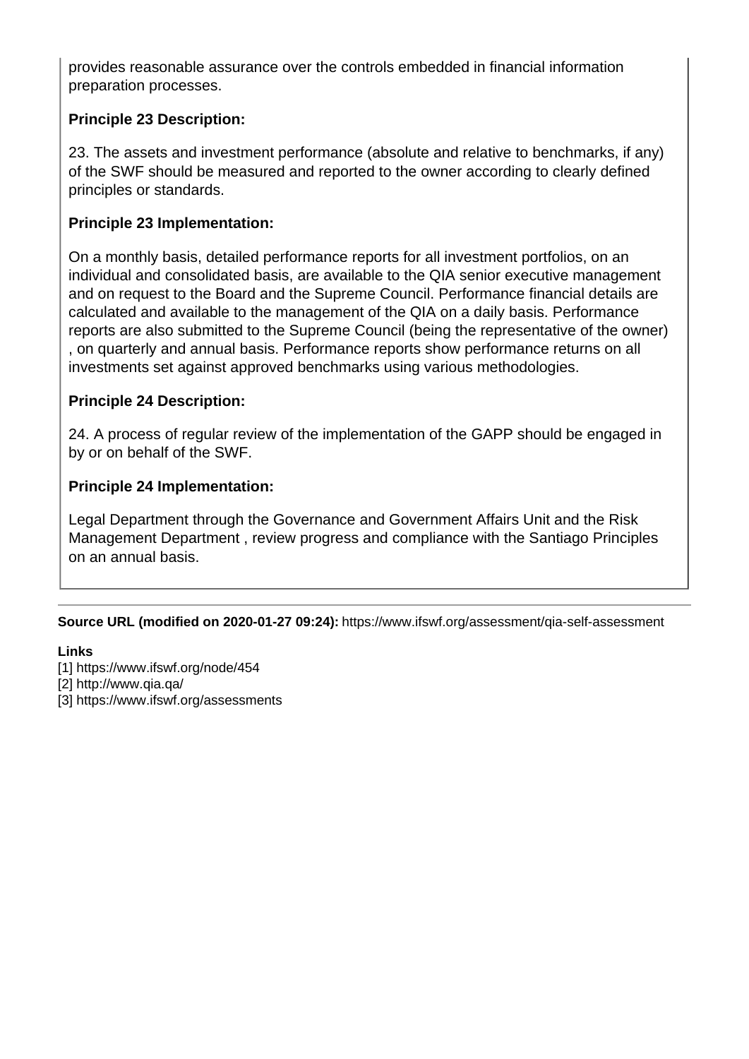provides reasonable assurance over the controls embedded in financial information preparation processes.

**Principle 23 Description:**

23. The assets and investment performance (absolute and relative to benchmarks, if any) of the SWF should be measured and reported to the owner according to clearly defined principles or standards.

**Principle 23 Implementation:**

On a monthly basis, detailed performance reports for all investment portfolios, on an individual and consolidated basis, are available to the QIA senior executive management and on request to the Board and the Supreme Council. Performance financial details are calculated and available to the management of the QIA on a daily basis. Performance reports are also submitted to the Supreme Council (being the representative of the owner) , on quarterly and annual basis. Performance reports show performance returns on all investments set against approved benchmarks using various methodologies.

**Principle 24 Description:**

24. A process of regular review of the implementation of the GAPP should be engaged in by or on behalf of the SWF.

**Principle 24 Implementation:**

Legal Department through the Governance and Government Affairs Unit and the Risk Management Department , review progress and compliance with the Santiago Principles on an annual basis.

---

**Source URL (modified on 2020-01-27 09:24):** https://www.ifswf.org/assessment/qia-self-assessment

**Links**

[1] https://www.ifswf.org/node/454
[2] http://www.qia.qa/
[3] https://www.ifswf.org/assessments